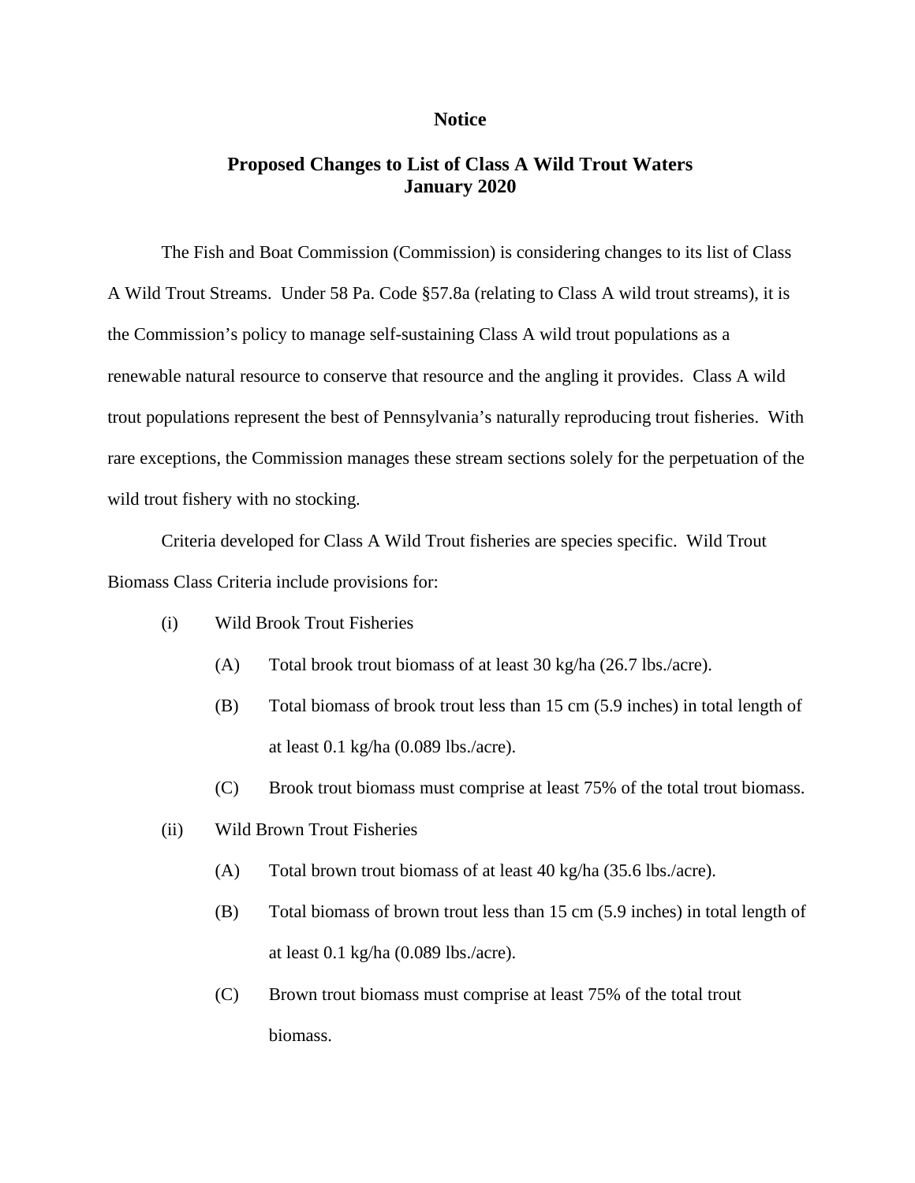# Notice

## Proposed Changes to List of Class A Wild Trout Waters
## January 2020

The Fish and Boat Commission (Commission) is considering changes to its list of Class A Wild Trout Streams. Under 58 Pa. Code §57.8a (relating to Class A wild trout streams), it is the Commission's policy to manage self-sustaining Class A wild trout populations as a renewable natural resource to conserve that resource and the angling it provides. Class A wild trout populations represent the best of Pennsylvania's naturally reproducing trout fisheries. With rare exceptions, the Commission manages these stream sections solely for the perpetuation of the wild trout fishery with no stocking.

Criteria developed for Class A Wild Trout fisheries are species specific. Wild Trout Biomass Class Criteria include provisions for:

(i) Wild Brook Trout Fisheries

- (A) Total brook trout biomass of at least 30 kg/ha (26.7 lbs./acre).
- (B) Total biomass of brook trout less than 15 cm (5.9 inches) in total length of at least 0.1 kg/ha (0.089 lbs./acre).
- (C) Brook trout biomass must comprise at least 75% of the total trout biomass.

(ii) Wild Brown Trout Fisheries

- (A) Total brown trout biomass of at least 40 kg/ha (35.6 lbs./acre).
- (B) Total biomass of brown trout less than 15 cm (5.9 inches) in total length of at least 0.1 kg/ha (0.089 lbs./acre).
- (C) Brown trout biomass must comprise at least 75% of the total trout biomass.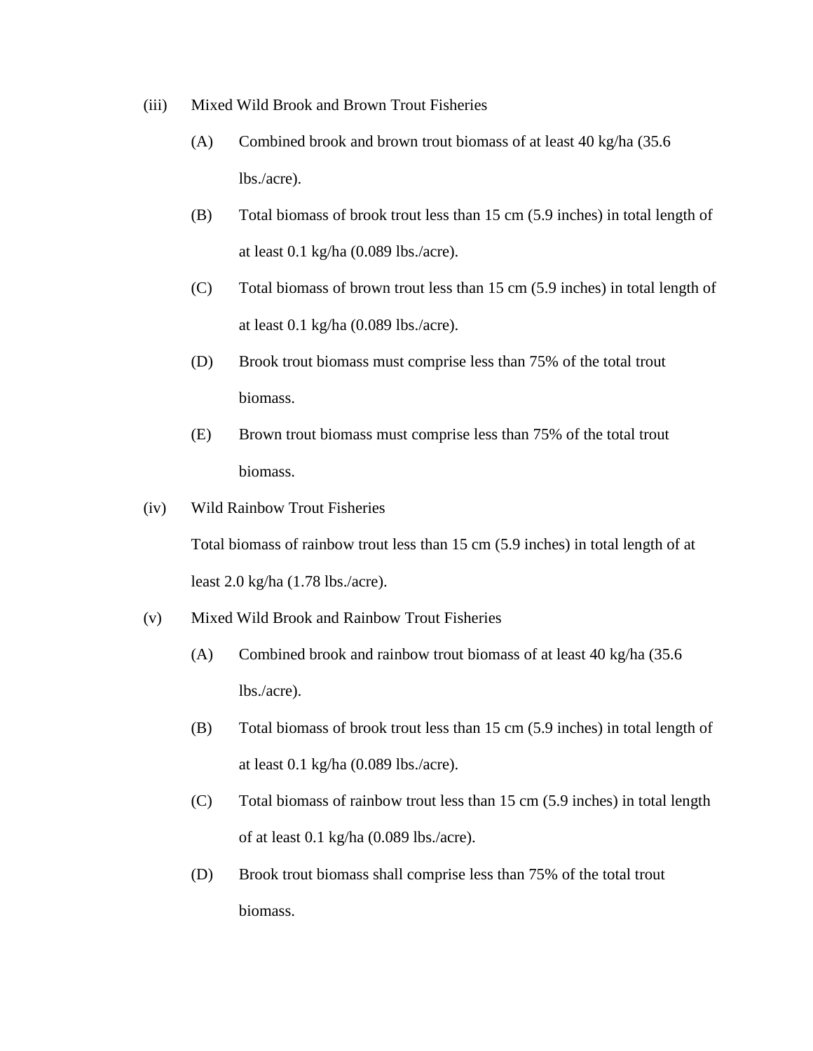(iii) Mixed Wild Brook and Brown Trout Fisheries

(A) Combined brook and brown trout biomass of at least 40 kg/ha (35.6 lbs./acre).

(B) Total biomass of brook trout less than 15 cm (5.9 inches) in total length of at least 0.1 kg/ha (0.089 lbs./acre).

(C) Total biomass of brown trout less than 15 cm (5.9 inches) in total length of at least 0.1 kg/ha (0.089 lbs./acre).

(D) Brook trout biomass must comprise less than 75% of the total trout biomass.

(E) Brown trout biomass must comprise less than 75% of the total trout biomass.

(iv) Wild Rainbow Trout Fisheries

Total biomass of rainbow trout less than 15 cm (5.9 inches) in total length of at least 2.0 kg/ha (1.78 lbs./acre).

(v) Mixed Wild Brook and Rainbow Trout Fisheries

(A) Combined brook and rainbow trout biomass of at least 40 kg/ha (35.6 lbs./acre).

(B) Total biomass of brook trout less than 15 cm (5.9 inches) in total length of at least 0.1 kg/ha (0.089 lbs./acre).

(C) Total biomass of rainbow trout less than 15 cm (5.9 inches) in total length of at least 0.1 kg/ha (0.089 lbs./acre).

(D) Brook trout biomass shall comprise less than 75% of the total trout biomass.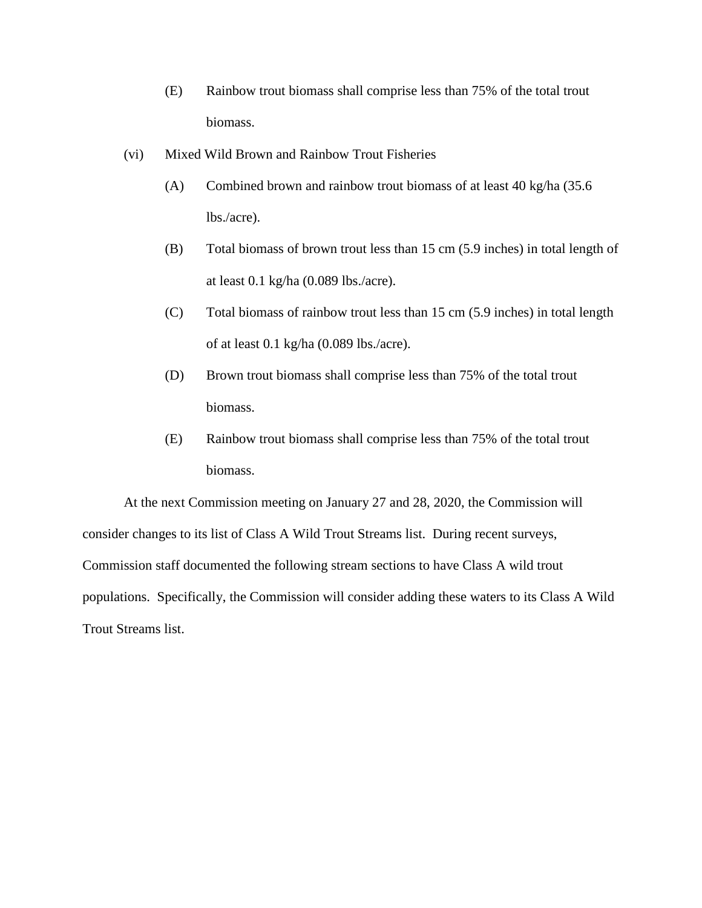(E) Rainbow trout biomass shall comprise less than 75% of the total trout biomass.

(vi) Mixed Wild Brown and Rainbow Trout Fisheries

(A) Combined brown and rainbow trout biomass of at least 40 kg/ha (35.6 lbs./acre).

(B) Total biomass of brown trout less than 15 cm (5.9 inches) in total length of at least 0.1 kg/ha (0.089 lbs./acre).

(C) Total biomass of rainbow trout less than 15 cm (5.9 inches) in total length of at least 0.1 kg/ha (0.089 lbs./acre).

(D) Brown trout biomass shall comprise less than 75% of the total trout biomass.

(E) Rainbow trout biomass shall comprise less than 75% of the total trout biomass.

At the next Commission meeting on January 27 and 28, 2020, the Commission will consider changes to its list of Class A Wild Trout Streams list. During recent surveys, Commission staff documented the following stream sections to have Class A wild trout populations. Specifically, the Commission will consider adding these waters to its Class A Wild Trout Streams list.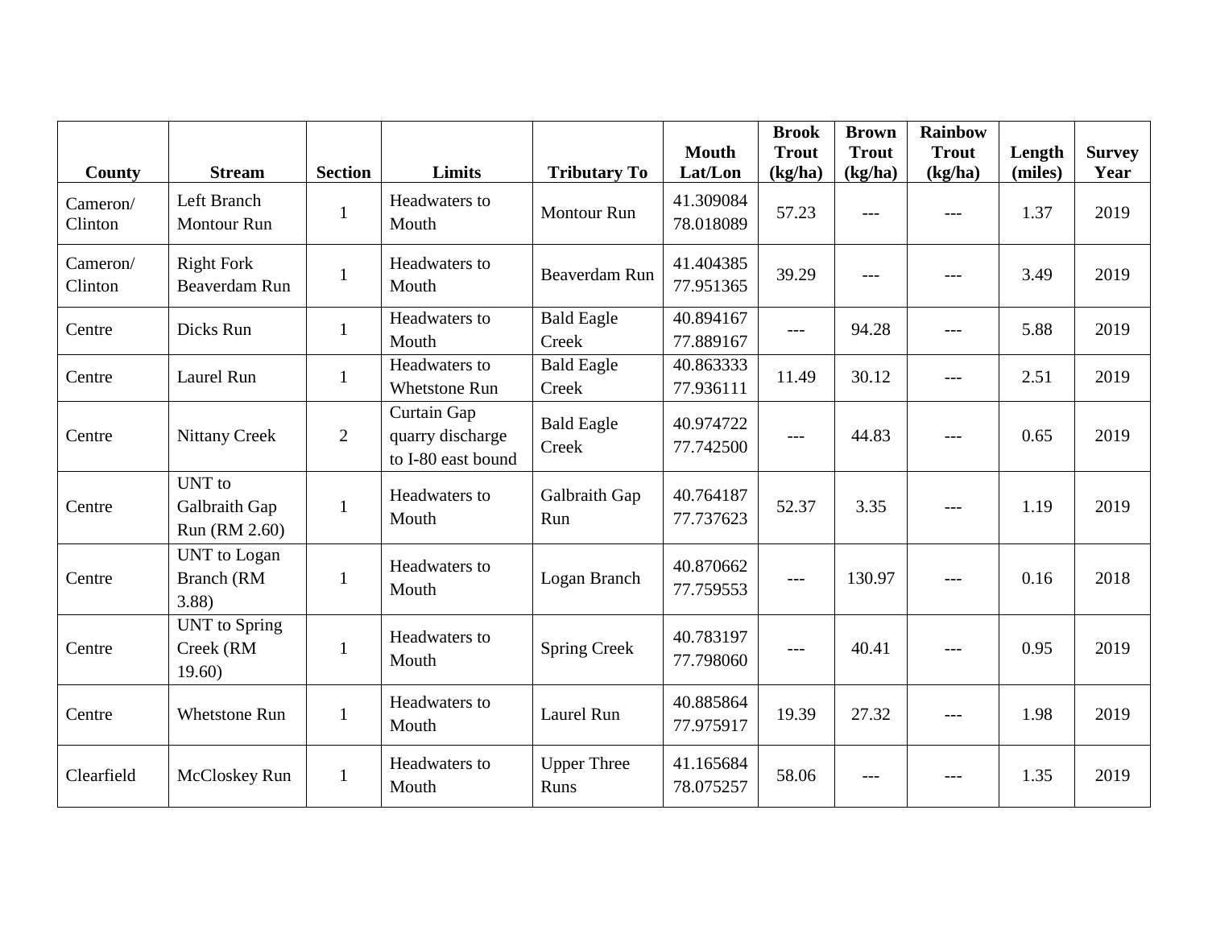| County | Stream | Section | Limits | Tributary To | Mouth Lat/Lon | Brook Trout (kg/ha) | Brown Trout (kg/ha) | Rainbow Trout (kg/ha) | Length (miles) | Survey Year |
|---|---|---|---|---|---|---|---|---|---|---|
| Cameron/ Clinton | Left Branch Montour Run | 1 | Headwaters to Mouth | Montour Run | 41.309084 78.018089 | 57.23 | --- | --- | 1.37 | 2019 |
| Cameron/ Clinton | Right Fork Beaverdam Run | 1 | Headwaters to Mouth | Beaverdam Run | 41.404385 77.951365 | 39.29 | --- | --- | 3.49 | 2019 |
| Centre | Dicks Run | 1 | Headwaters to Mouth | Bald Eagle Creek | 40.894167 77.889167 | --- | 94.28 | --- | 5.88 | 2019 |
| Centre | Laurel Run | 1 | Headwaters to Whetstone Run | Bald Eagle Creek | 40.863333 77.936111 | 11.49 | 30.12 | --- | 2.51 | 2019 |
| Centre | Nittany Creek | 2 | Curtain Gap quarry discharge to I-80 east bound | Bald Eagle Creek | 40.974722 77.742500 | --- | 44.83 | --- | 0.65 | 2019 |
| Centre | UNT to Galbraith Gap Run (RM 2.60) | 1 | Headwaters to Mouth | Galbraith Gap Run | 40.764187 77.737623 | 52.37 | 3.35 | --- | 1.19 | 2019 |
| Centre | UNT to Logan Branch (RM 3.88) | 1 | Headwaters to Mouth | Logan Branch | 40.870662 77.759553 | --- | 130.97 | --- | 0.16 | 2018 |
| Centre | UNT to Spring Creek (RM 19.60) | 1 | Headwaters to Mouth | Spring Creek | 40.783197 77.798060 | --- | 40.41 | --- | 0.95 | 2019 |
| Centre | Whetstone Run | 1 | Headwaters to Mouth | Laurel Run | 40.885864 77.975917 | 19.39 | 27.32 | --- | 1.98 | 2019 |
| Clearfield | McCloskey Run | 1 | Headwaters to Mouth | Upper Three Runs | 41.165684 78.075257 | 58.06 | --- | --- | 1.35 | 2019 |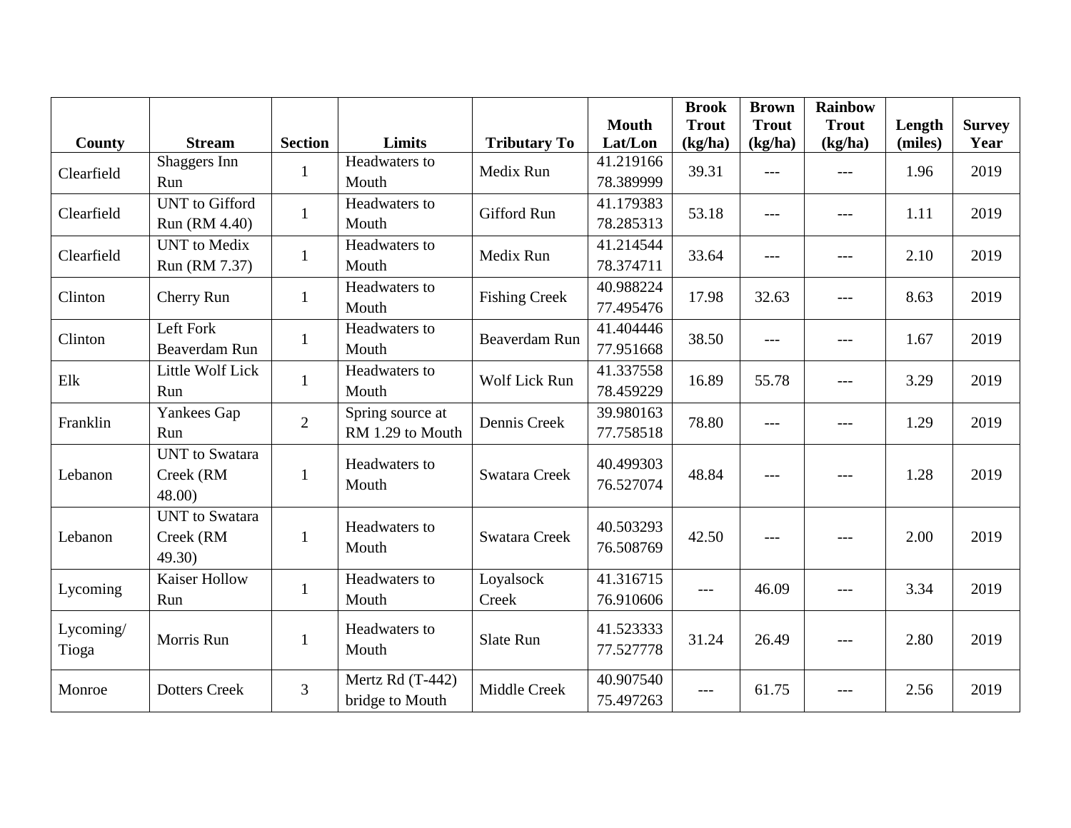| County | Stream | Section | Limits | Tributary To | Mouth Lat/Lon | Brook Trout (kg/ha) | Brown Trout (kg/ha) | Rainbow Trout (kg/ha) | Length (miles) | Survey Year |
|---|---|---|---|---|---|---|---|---|---|---|
| Clearfield | Shaggers Inn Run | 1 | Headwaters to Mouth | Medix Run | 41.219166 78.389999 | 39.31 | --- | --- | 1.96 | 2019 |
| Clearfield | UNT to Gifford Run (RM 4.40) | 1 | Headwaters to Mouth | Gifford Run | 41.179383 78.285313 | 53.18 | --- | --- | 1.11 | 2019 |
| Clearfield | UNT to Medix Run (RM 7.37) | 1 | Headwaters to Mouth | Medix Run | 41.214544 78.374711 | 33.64 | --- | --- | 2.10 | 2019 |
| Clinton | Cherry Run | 1 | Headwaters to Mouth | Fishing Creek | 40.988224 77.495476 | 17.98 | 32.63 | --- | 8.63 | 2019 |
| Clinton | Left Fork Beaverdam Run | 1 | Headwaters to Mouth | Beaverdam Run | 41.404446 77.951668 | 38.50 | --- | --- | 1.67 | 2019 |
| Elk | Little Wolf Lick Run | 1 | Headwaters to Mouth | Wolf Lick Run | 41.337558 78.459229 | 16.89 | 55.78 | --- | 3.29 | 2019 |
| Franklin | Yankees Gap Run | 2 | Spring source at RM 1.29 to Mouth | Dennis Creek | 39.980163 77.758518 | 78.80 | --- | --- | 1.29 | 2019 |
| Lebanon | UNT to Swatara Creek (RM 48.00) | 1 | Headwaters to Mouth | Swatara Creek | 40.499303 76.527074 | 48.84 | --- | --- | 1.28 | 2019 |
| Lebanon | UNT to Swatara Creek (RM 49.30) | 1 | Headwaters to Mouth | Swatara Creek | 40.503293 76.508769 | 42.50 | --- | --- | 2.00 | 2019 |
| Lycoming | Kaiser Hollow Run | 1 | Headwaters to Mouth | Loyalsock Creek | 41.316715 76.910606 | --- | 46.09 | --- | 3.34 | 2019 |
| Lycoming/ Tioga | Morris Run | 1 | Headwaters to Mouth | Slate Run | 41.523333 77.527778 | 31.24 | 26.49 | --- | 2.80 | 2019 |
| Monroe | Dotters Creek | 3 | Mertz Rd (T-442) bridge to Mouth | Middle Creek | 40.907540 75.497263 | --- | 61.75 | --- | 2.56 | 2019 |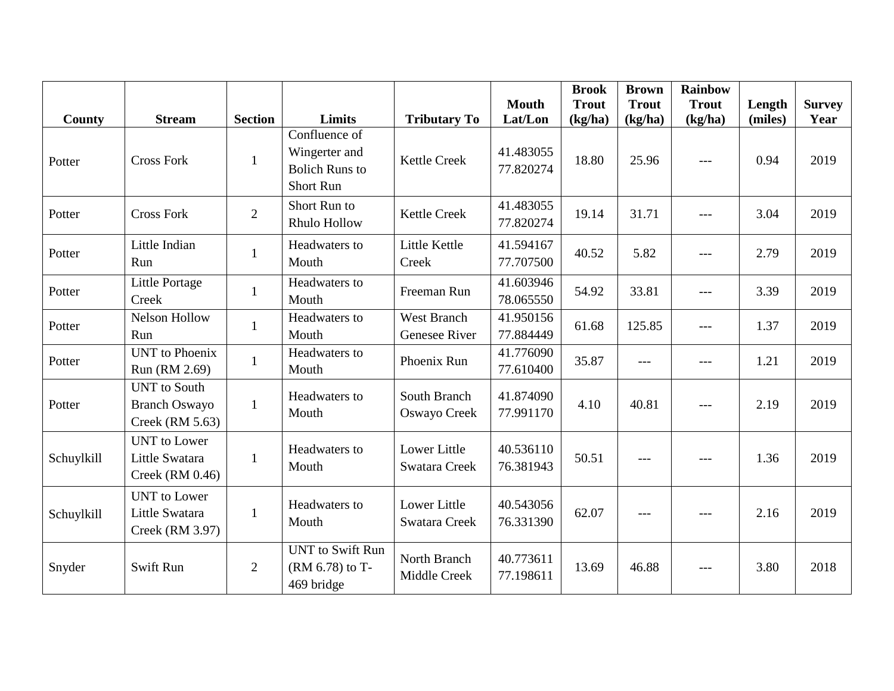| County | Stream | Section | Limits | Tributary To | Mouth Lat/Lon | Brook Trout (kg/ha) | Brown Trout (kg/ha) | Rainbow Trout (kg/ha) | Length (miles) | Survey Year |
|---|---|---|---|---|---|---|---|---|---|---|
| Potter | Cross Fork | 1 | Confluence of Wingerter and Bolich Runs to Short Run | Kettle Creek | 41.483055 77.820274 | 18.80 | 25.96 | --- | 0.94 | 2019 |
| Potter | Cross Fork | 2 | Short Run to Rhulo Hollow | Kettle Creek | 41.483055 77.820274 | 19.14 | 31.71 | --- | 3.04 | 2019 |
| Potter | Little Indian Run | 1 | Headwaters to Mouth | Little Kettle Creek | 41.594167 77.707500 | 40.52 | 5.82 | --- | 2.79 | 2019 |
| Potter | Little Portage Creek | 1 | Headwaters to Mouth | Freeman Run | 41.603946 78.065550 | 54.92 | 33.81 | --- | 3.39 | 2019 |
| Potter | Nelson Hollow Run | 1 | Headwaters to Mouth | West Branch Genesee River | 41.950156 77.884449 | 61.68 | 125.85 | --- | 1.37 | 2019 |
| Potter | UNT to Phoenix Run (RM 2.69) | 1 | Headwaters to Mouth | Phoenix Run | 41.776090 77.610400 | 35.87 | --- | --- | 1.21 | 2019 |
| Potter | UNT to South Branch Oswayo Creek (RM 5.63) | 1 | Headwaters to Mouth | South Branch Oswayo Creek | 41.874090 77.991170 | 4.10 | 40.81 | --- | 2.19 | 2019 |
| Schuylkill | UNT to Lower Little Swatara Creek (RM 0.46) | 1 | Headwaters to Mouth | Lower Little Swatara Creek | 40.536110 76.381943 | 50.51 | --- | --- | 1.36 | 2019 |
| Schuylkill | UNT to Lower Little Swatara Creek (RM 3.97) | 1 | Headwaters to Mouth | Lower Little Swatara Creek | 40.543056 76.331390 | 62.07 | --- | --- | 2.16 | 2019 |
| Snyder | Swift Run | 2 | UNT to Swift Run (RM 6.78) to T-469 bridge | North Branch Middle Creek | 40.773611 77.198611 | 13.69 | 46.88 | --- | 3.80 | 2018 |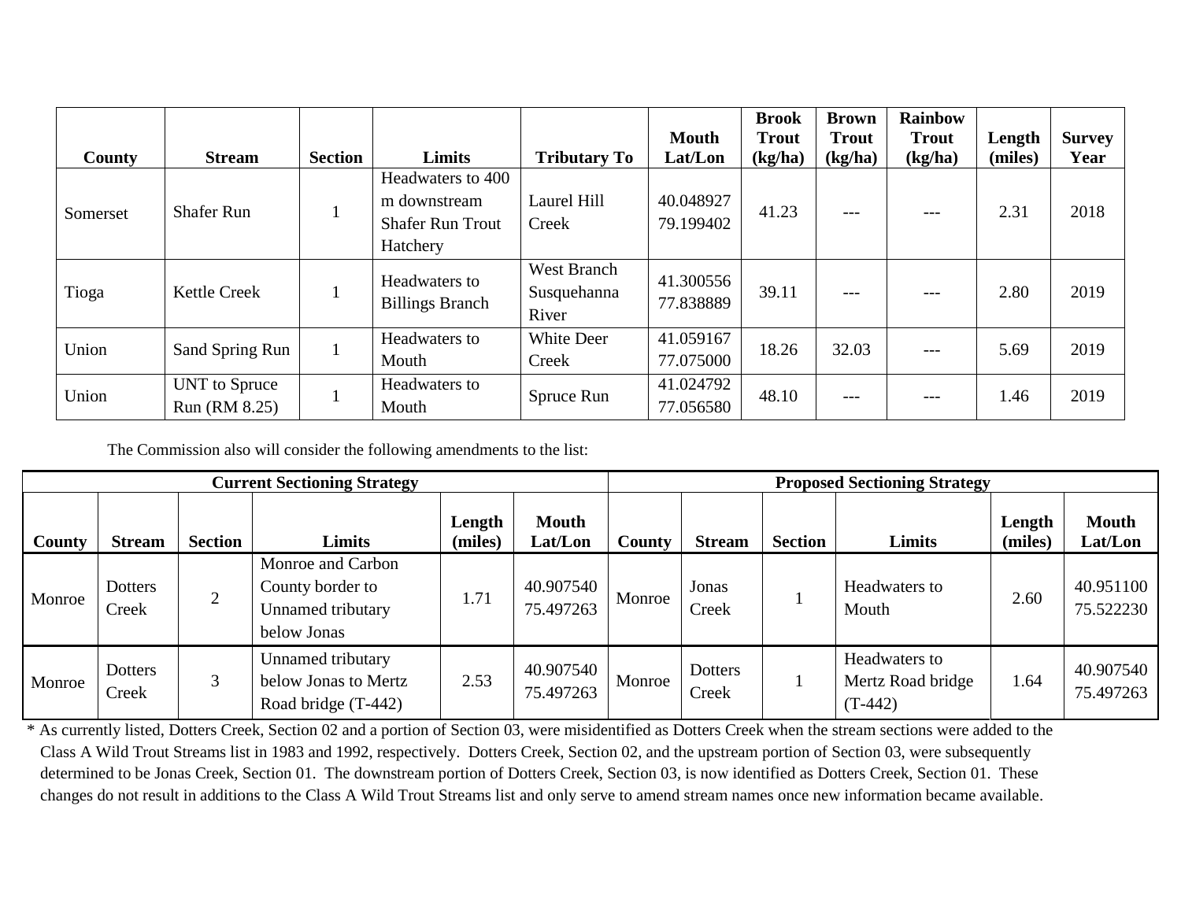| County | Stream | Section | Limits | Tributary To | Mouth Lat/Lon | Brook Trout (kg/ha) | Brown Trout (kg/ha) | Rainbow Trout (kg/ha) | Length (miles) | Survey Year |
|---|---|---|---|---|---|---|---|---|---|---|
| Somerset | Shafer Run | 1 | Headwaters to 400 m downstream Shafer Run Trout Hatchery | Laurel Hill Creek | 40.048927 79.199402 | 41.23 | --- | --- | 2.31 | 2018 |
| Tioga | Kettle Creek | 1 | Headwaters to Billings Branch | West Branch Susquehanna River | 41.300556 77.838889 | 39.11 | --- | --- | 2.80 | 2019 |
| Union | Sand Spring Run | 1 | Headwaters to Mouth | White Deer Creek | 41.059167 77.075000 | 18.26 | 32.03 | --- | 5.69 | 2019 |
| Union | UNT to Spruce Run (RM 8.25) | 1 | Headwaters to Mouth | Spruce Run | 41.024792 77.056580 | 48.10 | --- | --- | 1.46 | 2019 |

The Commission also will consider the following amendments to the list:

| Current Sectioning Strategy | | | | | | Proposed Sectioning Strategy | | | | | |
|---|---|---|---|---|---|---|---|---|---|---|---|
| County | Stream | Section | Limits | Length (miles) | Mouth Lat/Lon | County | Stream | Section | Limits | Length (miles) | Mouth Lat/Lon |
| Monroe | Dotters Creek | 2 | Monroe and Carbon County border to Unnamed tributary below Jonas | 1.71 | 40.907540 75.497263 | Monroe | Jonas Creek | 1 | Headwaters to Mouth | 2.60 | 40.951100 75.522230 |
| Monroe | Dotters Creek | 3 | Unnamed tributary below Jonas to Mertz Road bridge (T-442) | 2.53 | 40.907540 75.497263 | Monroe | Dotters Creek | 1 | Headwaters to Mertz Road bridge (T-442) | 1.64 | 40.907540 75.497263 |

\* As currently listed, Dotters Creek, Section 02 and a portion of Section 03, were misidentified as Dotters Creek when the stream sections were added to the Class A Wild Trout Streams list in 1983 and 1992, respectively. Dotters Creek, Section 02, and the upstream portion of Section 03, were subsequently determined to be Jonas Creek, Section 01. The downstream portion of Dotters Creek, Section 03, is now identified as Dotters Creek, Section 01. These changes do not result in additions to the Class A Wild Trout Streams list and only serve to amend stream names once new information became available.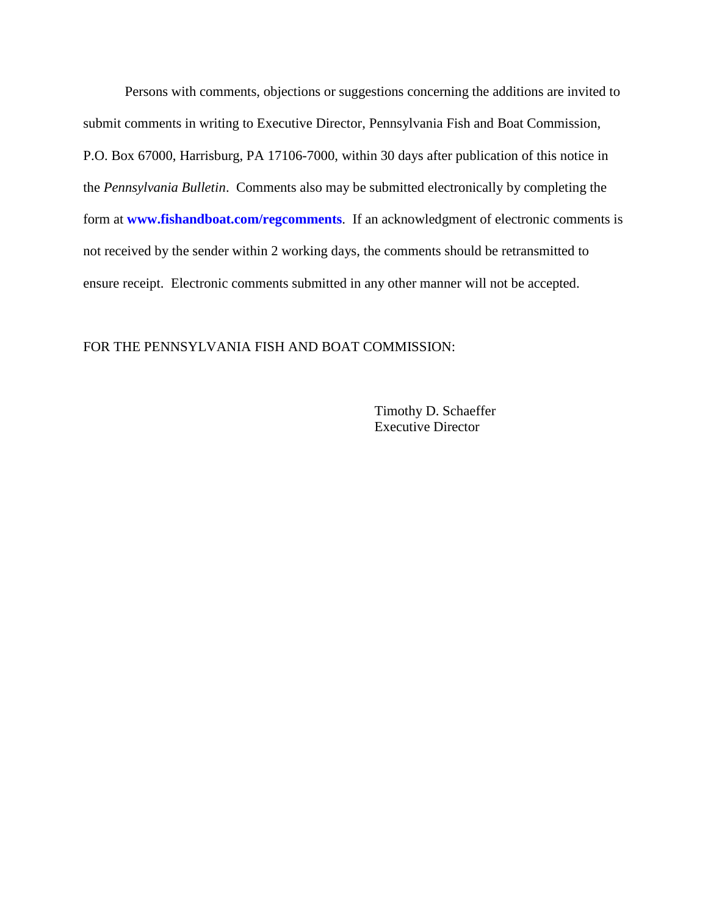Persons with comments, objections or suggestions concerning the additions are invited to submit comments in writing to Executive Director, Pennsylvania Fish and Boat Commission, P.O. Box 67000, Harrisburg, PA 17106-7000, within 30 days after publication of this notice in the *Pennsylvania Bulletin*. Comments also may be submitted electronically by completing the form at **www.fishandboat.com/regcomments**. If an acknowledgment of electronic comments is not received by the sender within 2 working days, the comments should be retransmitted to ensure receipt. Electronic comments submitted in any other manner will not be accepted.

FOR THE PENNSYLVANIA FISH AND BOAT COMMISSION:

Timothy D. Schaeffer
Executive Director